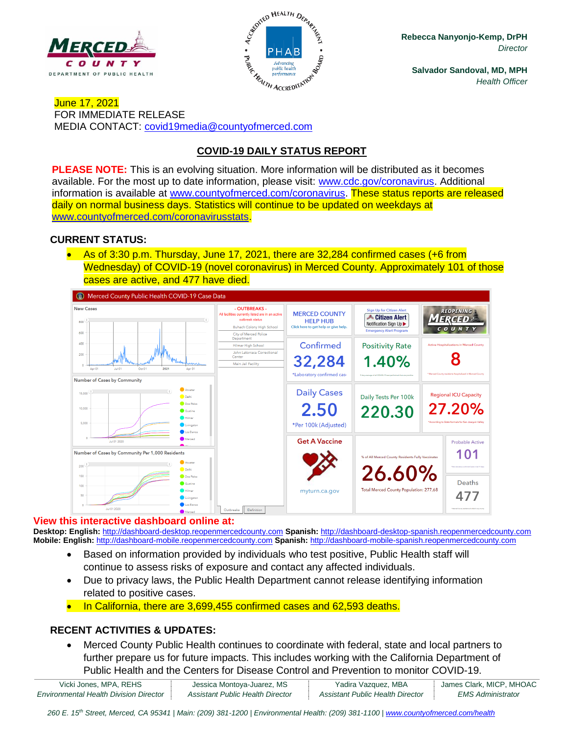Rebecca Nanyonjo-Kemp, DrPH
*Director*

Salvador Sandoval, MD, MPH
*Health Officer*

June 17, 2021
FOR IMMEDIATE RELEASE
MEDIA CONTACT: covid19media@countyofmerced.com

## COVID-19 DAILY STATUS REPORT

**PLEASE NOTE:** This is an evolving situation. More information will be distributed as it becomes available. For the most up to date information, please visit: www.cdc.gov/coronavirus. Additional information is available at www.countyofmerced.com/coronavirus. These status reports are released daily on normal business days. Statistics will continue to be updated on weekdays at www.countyofmerced.com/coronavirusstats.

### CURRENT STATUS:

- As of 3:30 p.m. Thursday, June 17, 2021, there are 32,284 confirmed cases (+6 from Wednesday) of COVID-19 (novel coronavirus) in Merced County. Approximately 101 of those cases are active, and 477 have died.

**View this interactive dashboard online at:**

**Desktop: English:** http://dashboard-desktop.reopenmercedcounty.com **Spanish:** http://dashboard-desktop-spanish.reopenmercedcounty.com
**Mobile: English:** http://dashboard-mobile.reopenmercedcounty.com **Spanish:** http://dashboard-mobile-spanish.reopenmercedcounty.com

- Based on information provided by individuals who test positive, Public Health staff will continue to assess risks of exposure and contact any affected individuals.
- Due to privacy laws, the Public Health Department cannot release identifying information related to positive cases.
- In California, there are 3,699,455 confirmed cases and 62,593 deaths.

### RECENT ACTIVITIES & UPDATES:

- Merced County Public Health continues to coordinate with federal, state and local partners to further prepare us for future impacts. This includes working with the California Department of Public Health and the Centers for Disease Control and Prevention to monitor COVID-19.

| Vicki Jones, MPA, REHS | Jessica Montoya-Juarez, MS | Yadira Vazquez, MBA | James Clark, MICP, MHOAC |
|---|---|---|---|
| *Environmental Health Division Director* | *Assistant Public Health Director* | *Assistant Public Health Director* | *EMS Administrator* |

*260 E. 15th Street, Merced, CA 95341 | Main: (209) 381-1200 | Environmental Health: (209) 381-1100 | www.countyofmerced.com/health*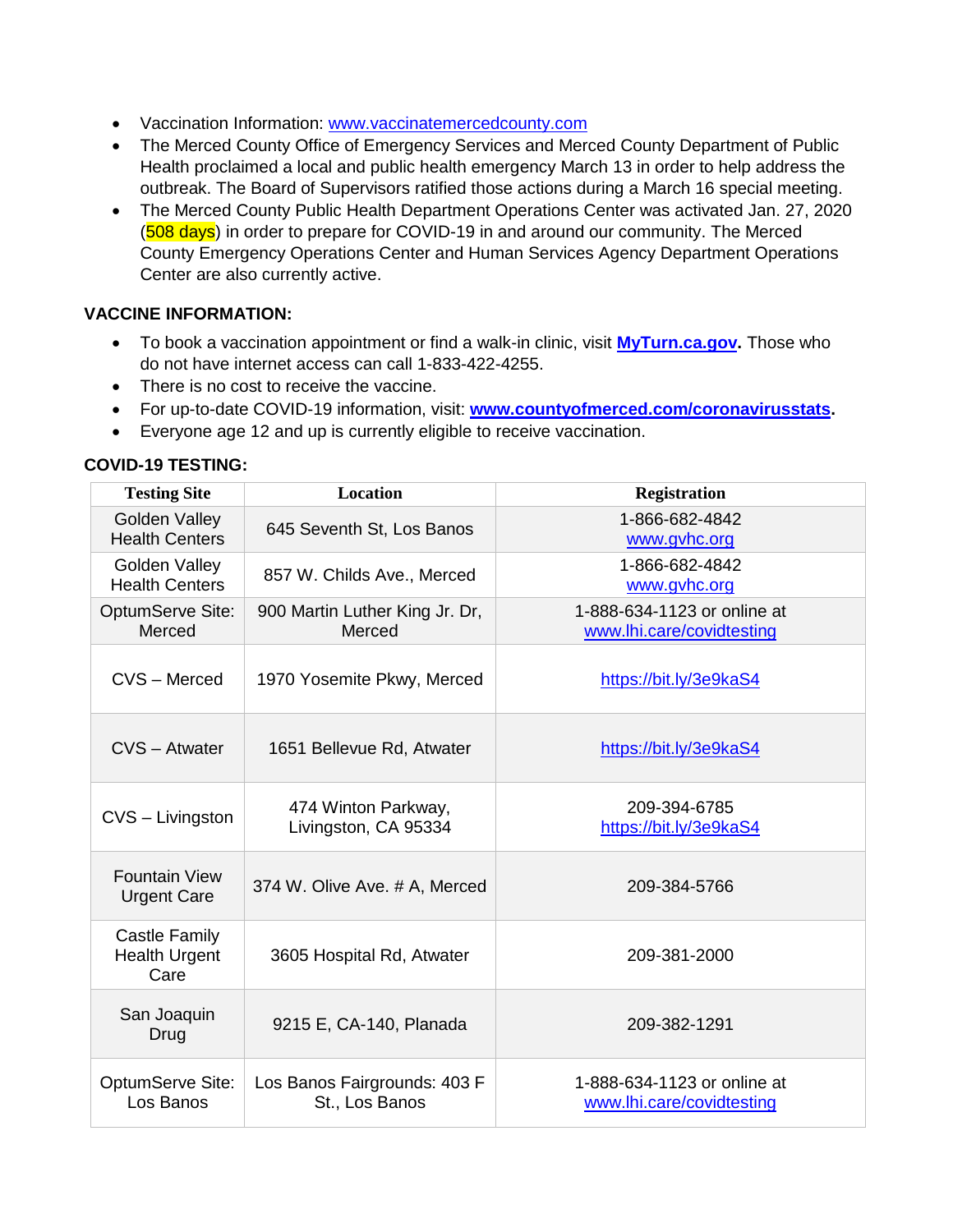- Vaccination Information: www.vaccinatemercedcounty.com
- The Merced County Office of Emergency Services and Merced County Department of Public Health proclaimed a local and public health emergency March 13 in order to help address the outbreak. The Board of Supervisors ratified those actions during a March 16 special meeting.
- The Merced County Public Health Department Operations Center was activated Jan. 27, 2020 (508 days) in order to prepare for COVID-19 in and around our community. The Merced County Emergency Operations Center and Human Services Agency Department Operations Center are also currently active.

**VACCINE INFORMATION:**

- To book a vaccination appointment or find a walk-in clinic, visit **MyTurn.ca.gov.** Those who do not have internet access can call 1-833-422-4255.
- There is no cost to receive the vaccine.
- For up-to-date COVID-19 information, visit: **www.countyofmerced.com/coronavirusstats.**
- Everyone age 12 and up is currently eligible to receive vaccination.

**COVID-19 TESTING:**

| Testing Site | Location | Registration |
|---|---|---|
| Golden Valley Health Centers | 645 Seventh St, Los Banos | 1-866-682-4842 www.gvhc.org |
| Golden Valley Health Centers | 857 W. Childs Ave., Merced | 1-866-682-4842 www.gvhc.org |
| OptumServe Site: Merced | 900 Martin Luther King Jr. Dr, Merced | 1-888-634-1123 or online at www.lhi.care/covidtesting |
| CVS – Merced | 1970 Yosemite Pkwy, Merced | https://bit.ly/3e9kaS4 |
| CVS – Atwater | 1651 Bellevue Rd, Atwater | https://bit.ly/3e9kaS4 |
| CVS – Livingston | 474 Winton Parkway, Livingston, CA 95334 | 209-394-6785 https://bit.ly/3e9kaS4 |
| Fountain View Urgent Care | 374 W. Olive Ave. # A, Merced | 209-384-5766 |
| Castle Family Health Urgent Care | 3605 Hospital Rd, Atwater | 209-381-2000 |
| San Joaquin Drug | 9215 E, CA-140, Planada | 209-382-1291 |
| OptumServe Site: Los Banos | Los Banos Fairgrounds: 403 F St., Los Banos | 1-888-634-1123 or online at www.lhi.care/covidtesting |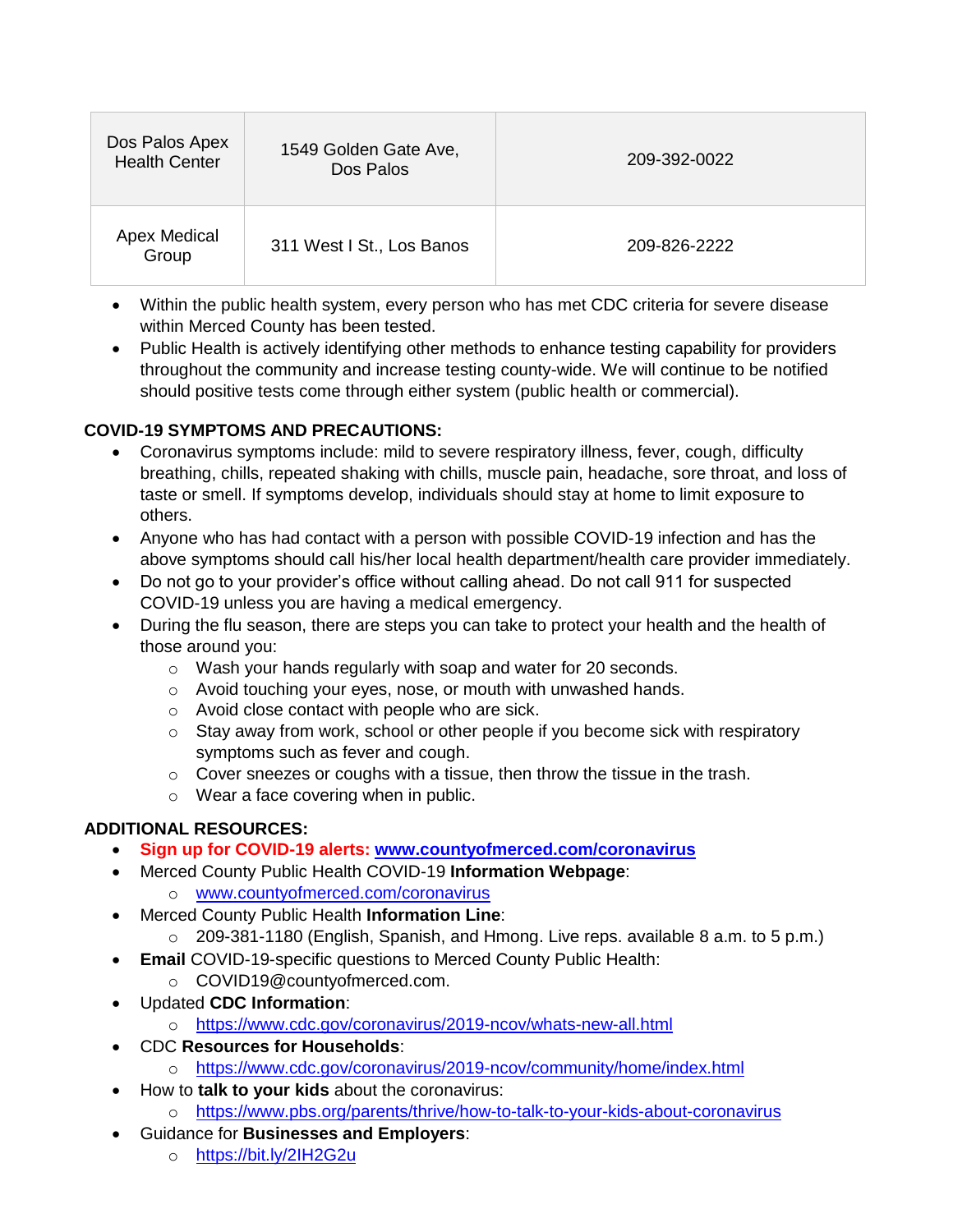| Dos Palos Apex Health Center | 1549 Golden Gate Ave, Dos Palos | 209-392-0022 |
|---|---|---|
| Apex Medical Group | 311 West I St., Los Banos | 209-826-2222 |

- Within the public health system, every person who has met CDC criteria for severe disease within Merced County has been tested.
- Public Health is actively identifying other methods to enhance testing capability for providers throughout the community and increase testing county-wide. We will continue to be notified should positive tests come through either system (public health or commercial).

**COVID-19 SYMPTOMS AND PRECAUTIONS:**

- Coronavirus symptoms include: mild to severe respiratory illness, fever, cough, difficulty breathing, chills, repeated shaking with chills, muscle pain, headache, sore throat, and loss of taste or smell. If symptoms develop, individuals should stay at home to limit exposure to others.
- Anyone who has had contact with a person with possible COVID-19 infection and has the above symptoms should call his/her local health department/health care provider immediately.
- Do not go to your provider's office without calling ahead. Do not call 911 for suspected COVID-19 unless you are having a medical emergency.
- During the flu season, there are steps you can take to protect your health and the health of those around you:
  - Wash your hands regularly with soap and water for 20 seconds.
  - Avoid touching your eyes, nose, or mouth with unwashed hands.
  - Avoid close contact with people who are sick.
  - Stay away from work, school or other people if you become sick with respiratory symptoms such as fever and cough.
  - Cover sneezes or coughs with a tissue, then throw the tissue in the trash.
  - Wear a face covering when in public.

**ADDITIONAL RESOURCES:**

- **Sign up for COVID-19 alerts: www.countyofmerced.com/coronavirus**
- Merced County Public Health COVID-19 **Information Webpage**:
  - www.countyofmerced.com/coronavirus
- Merced County Public Health **Information Line**:
  - 209-381-1180 (English, Spanish, and Hmong. Live reps. available 8 a.m. to 5 p.m.)
- **Email** COVID-19-specific questions to Merced County Public Health:
  - COVID19@countyofmerced.com.
- Updated **CDC Information**:
  - https://www.cdc.gov/coronavirus/2019-ncov/whats-new-all.html
- CDC **Resources for Households**:
  - https://www.cdc.gov/coronavirus/2019-ncov/community/home/index.html
- How to **talk to your kids** about the coronavirus:
  - https://www.pbs.org/parents/thrive/how-to-talk-to-your-kids-about-coronavirus
- Guidance for **Businesses and Employers**:
  - https://bit.ly/2IH2G2u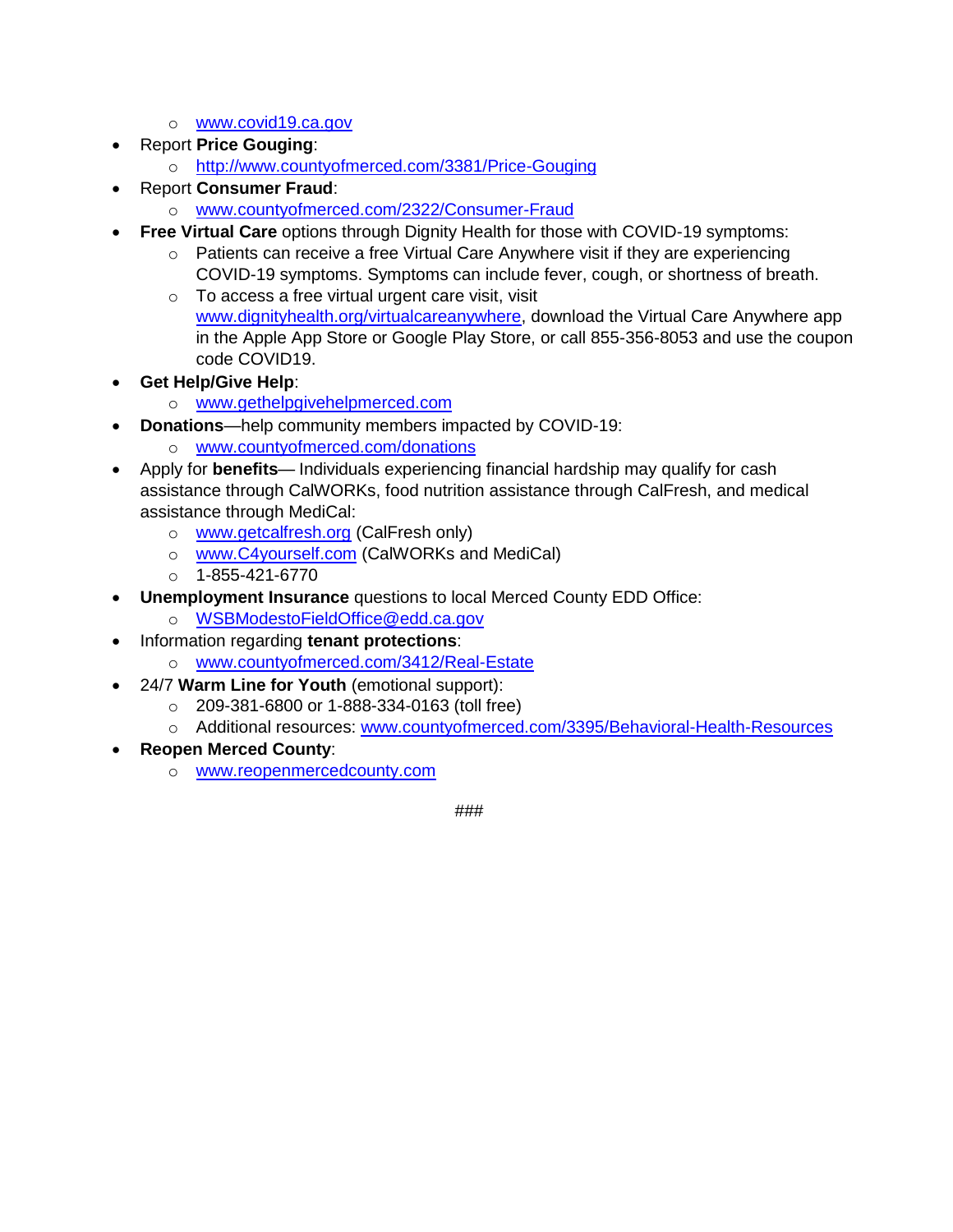- www.covid19.ca.gov
- Report **Price Gouging**:
  - http://www.countyofmerced.com/3381/Price-Gouging
- Report **Consumer Fraud**:
  - www.countyofmerced.com/2322/Consumer-Fraud
- **Free Virtual Care** options through Dignity Health for those with COVID-19 symptoms:
  - Patients can receive a free Virtual Care Anywhere visit if they are experiencing COVID-19 symptoms. Symptoms can include fever, cough, or shortness of breath.
  - To access a free virtual urgent care visit, visit www.dignityhealth.org/virtualcareanywhere, download the Virtual Care Anywhere app in the Apple App Store or Google Play Store, or call 855-356-8053 and use the coupon code COVID19.
- **Get Help/Give Help**:
  - www.gethelpgivehelpmerced.com
- **Donations**—help community members impacted by COVID-19:
  - www.countyofmerced.com/donations
- Apply for **benefits**— Individuals experiencing financial hardship may qualify for cash assistance through CalWORKs, food nutrition assistance through CalFresh, and medical assistance through MediCal:
  - www.getcalfresh.org (CalFresh only)
  - www.C4yourself.com (CalWORKs and MediCal)
  - 1-855-421-6770
- **Unemployment Insurance** questions to local Merced County EDD Office:
  - WSBModestoFieldOffice@edd.ca.gov
- Information regarding **tenant protections**:
  - www.countyofmerced.com/3412/Real-Estate
- 24/7 **Warm Line for Youth** (emotional support):
  - 209-381-6800 or 1-888-334-0163 (toll free)
  - Additional resources: www.countyofmerced.com/3395/Behavioral-Health-Resources
- **Reopen Merced County**:
  - www.reopenmercedcounty.com

###